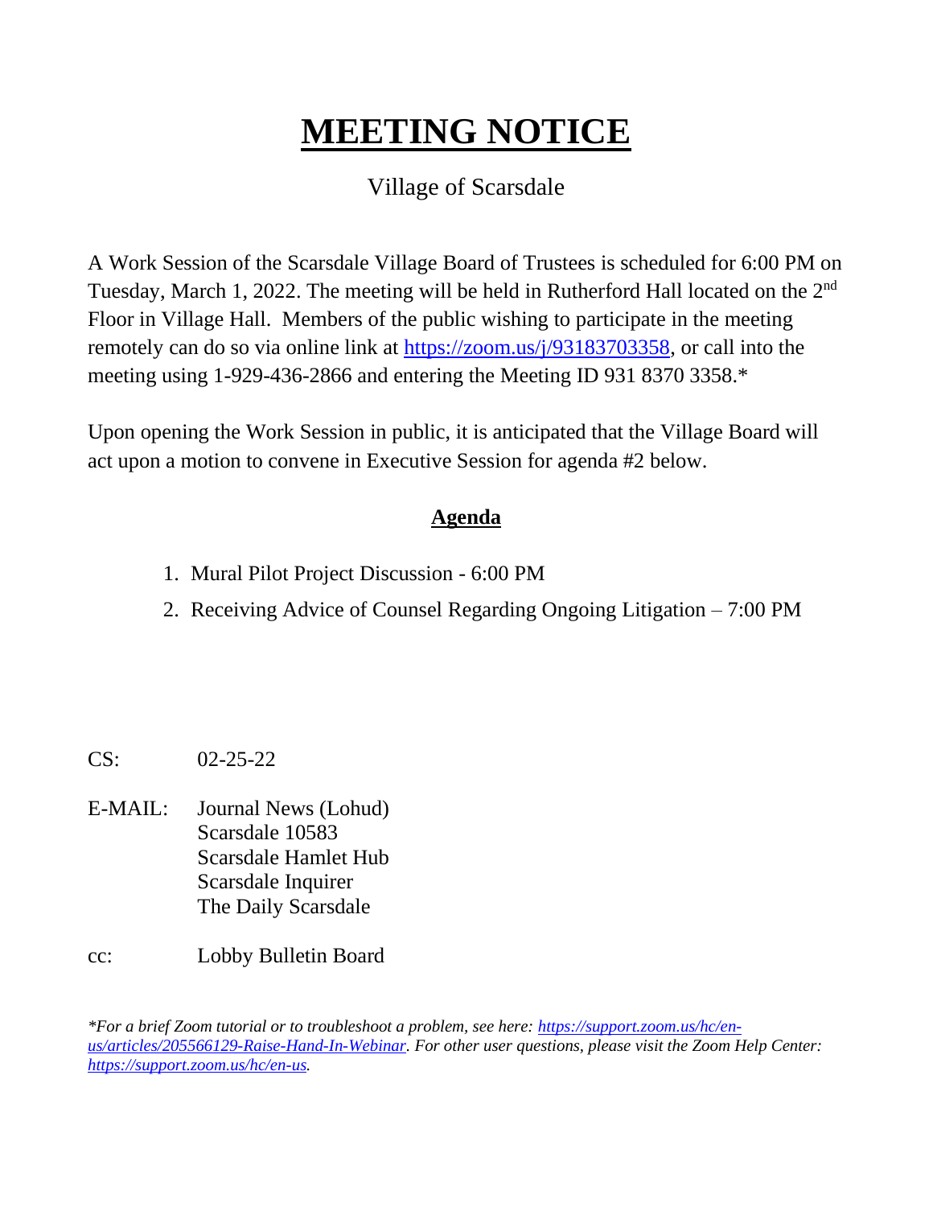# MEETING NOTICE

Village of Scarsdale

A Work Session of the Scarsdale Village Board of Trustees is scheduled for 6:00 PM on Tuesday, March 1, 2022. The meeting will be held in Rutherford Hall located on the 2nd Floor in Village Hall. Members of the public wishing to participate in the meeting remotely can do so via online link at [https://zoom.us/j/93183703358](https://zoom.us/j/93183703358), or call into the meeting using 1-929-436-2866 and entering the Meeting ID 931 8370 3358.*

Upon opening the Work Session in public, it is anticipated that the Village Board will act upon a motion to convene in Executive Session for agenda #2 below.

## Agenda

1. Mural Pilot Project Discussion - 6:00 PM
2. Receiving Advice of Counsel Regarding Ongoing Litigation – 7:00 PM

CS: 02-25-22

E-MAIL: Journal News (Lohud)
Scarsdale 10583
Scarsdale Hamlet Hub
Scarsdale Inquirer
The Daily Scarsdale

cc: Lobby Bulletin Board

*\*For a brief Zoom tutorial or to troubleshoot a problem, see here: [https://support.zoom.us/hc/en-us/articles/205566129-Raise-Hand-In-Webinar](https://support.zoom.us/hc/en-us/articles/205566129-Raise-Hand-In-Webinar). For other user questions, please visit the Zoom Help Center: [https://support.zoom.us/hc/en-us](https://support.zoom.us/hc/en-us).*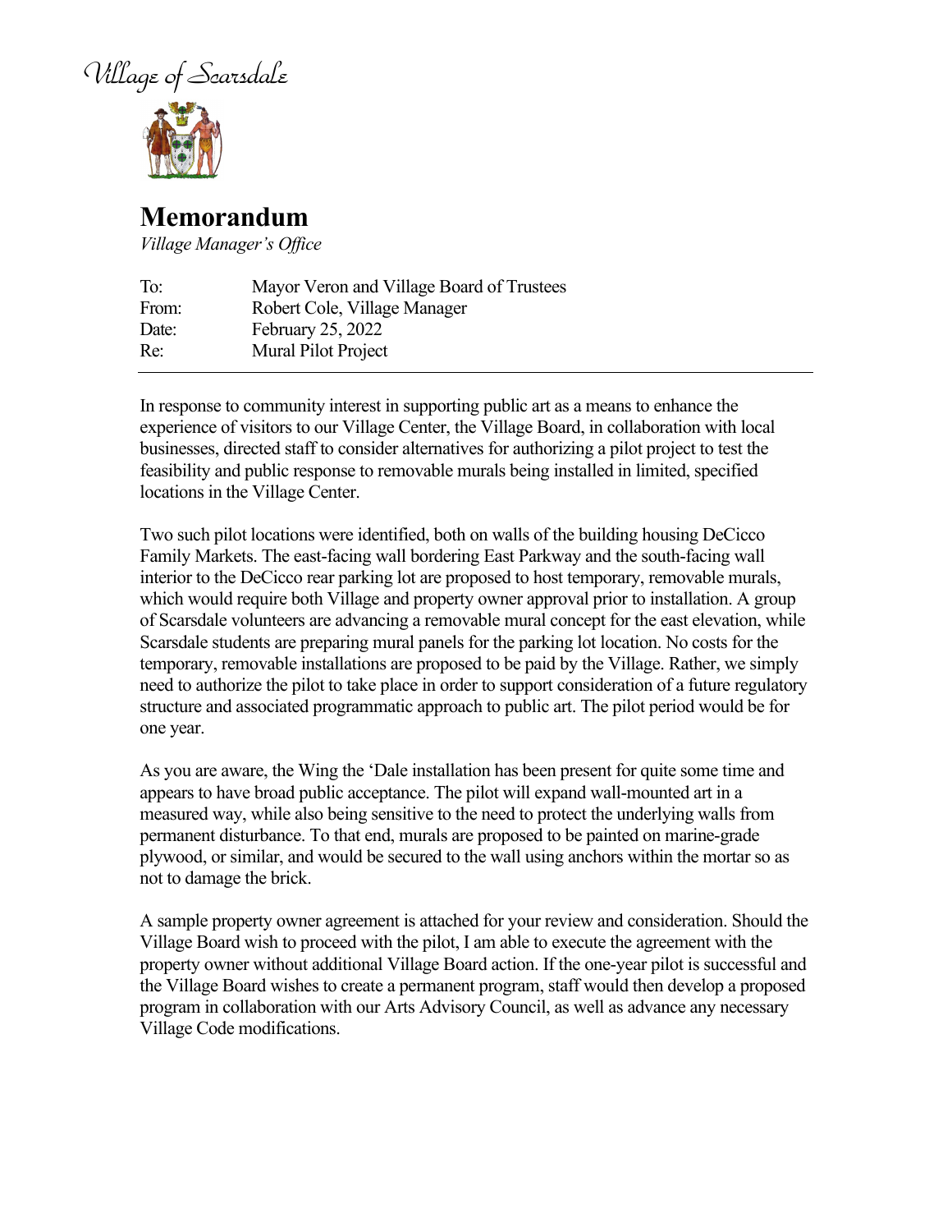Village of Scarsdale

# Memorandum

*Village Manager's Office*

| | |
|---|---|
| To: | Mayor Veron and Village Board of Trustees |
| From: | Robert Cole, Village Manager |
| Date: | February 25, 2022 |
| Re: | Mural Pilot Project |

---

In response to community interest in supporting public art as a means to enhance the experience of visitors to our Village Center, the Village Board, in collaboration with local businesses, directed staff to consider alternatives for authorizing a pilot project to test the feasibility and public response to removable murals being installed in limited, specified locations in the Village Center.

Two such pilot locations were identified, both on walls of the building housing DeCicco Family Markets. The east-facing wall bordering East Parkway and the south-facing wall interior to the DeCicco rear parking lot are proposed to host temporary, removable murals, which would require both Village and property owner approval prior to installation. A group of Scarsdale volunteers are advancing a removable mural concept for the east elevation, while Scarsdale students are preparing mural panels for the parking lot location. No costs for the temporary, removable installations are proposed to be paid by the Village. Rather, we simply need to authorize the pilot to take place in order to support consideration of a future regulatory structure and associated programmatic approach to public art. The pilot period would be for one year.

As you are aware, the Wing the 'Dale installation has been present for quite some time and appears to have broad public acceptance. The pilot will expand wall-mounted art in a measured way, while also being sensitive to the need to protect the underlying walls from permanent disturbance. To that end, murals are proposed to be painted on marine-grade plywood, or similar, and would be secured to the wall using anchors within the mortar so as not to damage the brick.

A sample property owner agreement is attached for your review and consideration. Should the Village Board wish to proceed with the pilot, I am able to execute the agreement with the property owner without additional Village Board action. If the one-year pilot is successful and the Village Board wishes to create a permanent program, staff would then develop a proposed program in collaboration with our Arts Advisory Council, as well as advance any necessary Village Code modifications.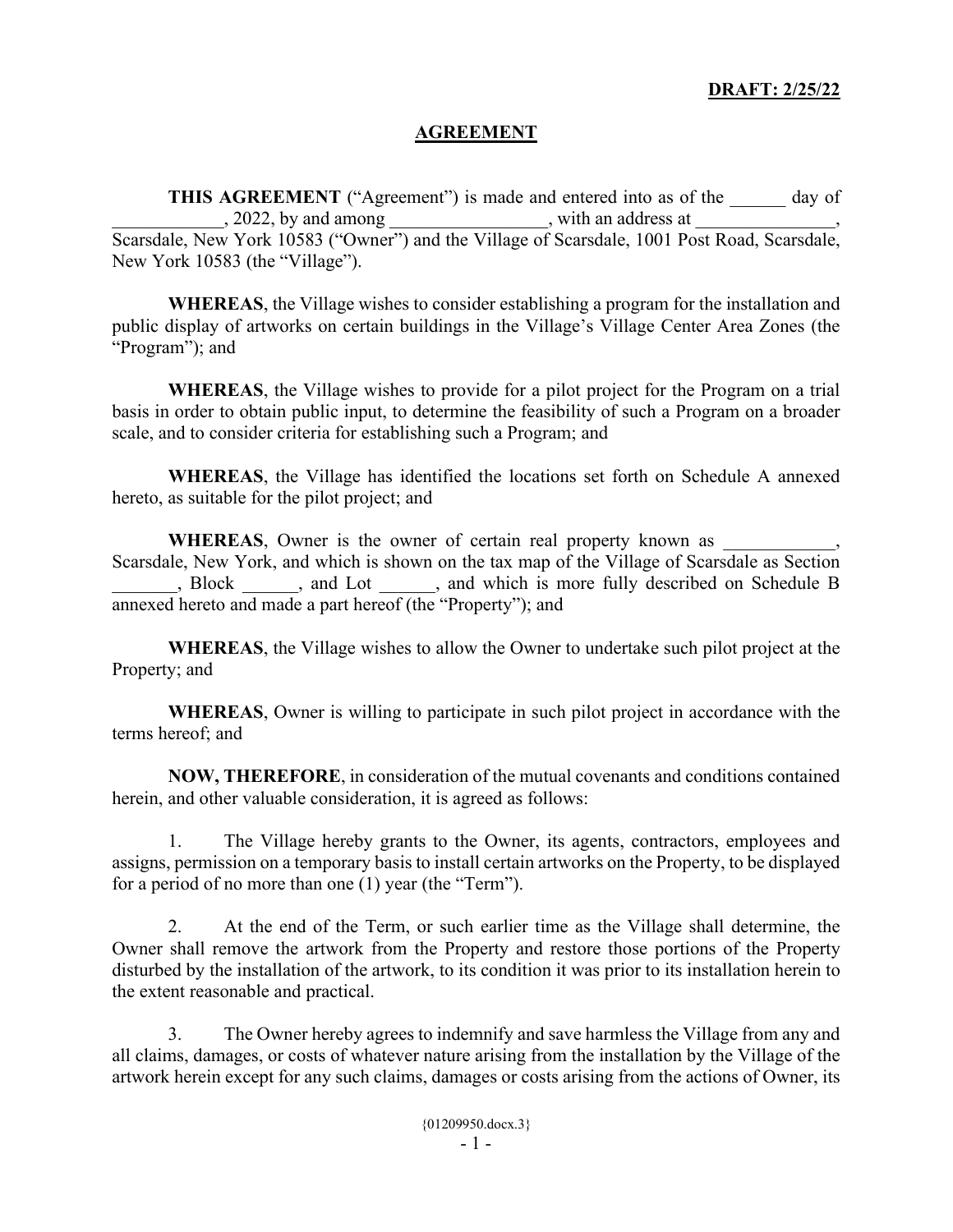**DRAFT: 2/25/22**

# AGREEMENT

**THIS AGREEMENT** ("Agreement") is made and entered into as of the ______ day of ____________, 2022, by and among _________________, with an address at _______________, Scarsdale, New York 10583 ("Owner") and the Village of Scarsdale, 1001 Post Road, Scarsdale, New York 10583 (the "Village").

**WHEREAS**, the Village wishes to consider establishing a program for the installation and public display of artworks on certain buildings in the Village's Village Center Area Zones (the "Program"); and

**WHEREAS**, the Village wishes to provide for a pilot project for the Program on a trial basis in order to obtain public input, to determine the feasibility of such a Program on a broader scale, and to consider criteria for establishing such a Program; and

**WHEREAS**, the Village has identified the locations set forth on Schedule A annexed hereto, as suitable for the pilot project; and

**WHEREAS**, Owner is the owner of certain real property known as ____________, Scarsdale, New York, and which is shown on the tax map of the Village of Scarsdale as Section _______, Block ______, and Lot ______, and which is more fully described on Schedule B annexed hereto and made a part hereof (the "Property"); and

**WHEREAS**, the Village wishes to allow the Owner to undertake such pilot project at the Property; and

**WHEREAS**, Owner is willing to participate in such pilot project in accordance with the terms hereof; and

**NOW, THEREFORE**, in consideration of the mutual covenants and conditions contained herein, and other valuable consideration, it is agreed as follows:

1. The Village hereby grants to the Owner, its agents, contractors, employees and assigns, permission on a temporary basis to install certain artworks on the Property, to be displayed for a period of no more than one (1) year (the "Term").

2. At the end of the Term, or such earlier time as the Village shall determine, the Owner shall remove the artwork from the Property and restore those portions of the Property disturbed by the installation of the artwork, to its condition it was prior to its installation herein to the extent reasonable and practical.

3. The Owner hereby agrees to indemnify and save harmless the Village from any and all claims, damages, or costs of whatever nature arising from the installation by the Village of the artwork herein except for any such claims, damages or costs arising from the actions of Owner, its

{01209950.docx.3}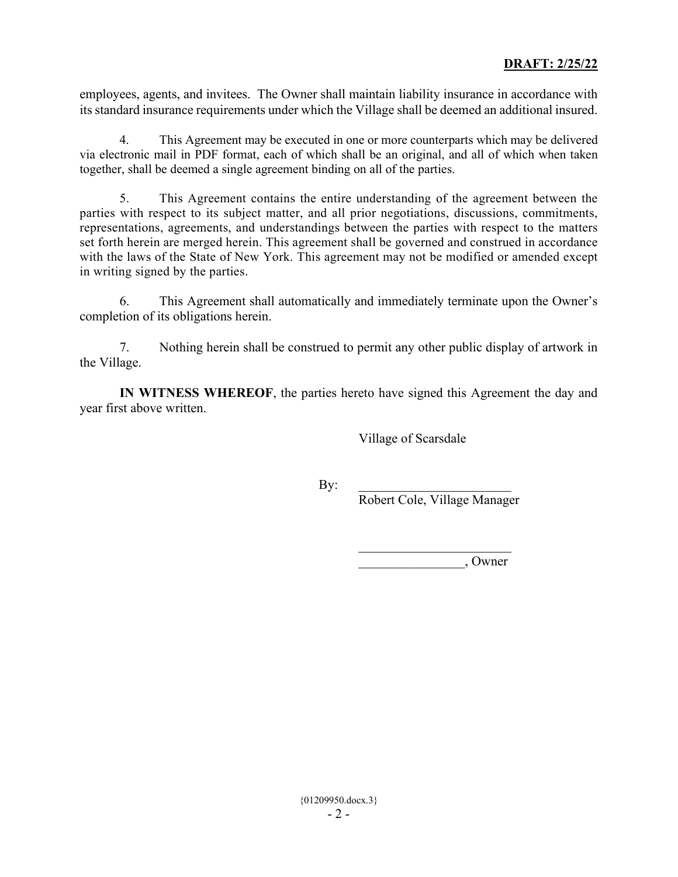employees, agents, and invitees. The Owner shall maintain liability insurance in accordance with its standard insurance requirements under which the Village shall be deemed an additional insured.

4. This Agreement may be executed in one or more counterparts which may be delivered via electronic mail in PDF format, each of which shall be an original, and all of which when taken together, shall be deemed a single agreement binding on all of the parties.

5. This Agreement contains the entire understanding of the agreement between the parties with respect to its subject matter, and all prior negotiations, discussions, commitments, representations, agreements, and understandings between the parties with respect to the matters set forth herein are merged herein. This agreement shall be governed and construed in accordance with the laws of the State of New York. This agreement may not be modified or amended except in writing signed by the parties.

6. This Agreement shall automatically and immediately terminate upon the Owner's completion of its obligations herein.

7. Nothing herein shall be construed to permit any other public display of artwork in the Village.

**IN WITNESS WHEREOF**, the parties hereto have signed this Agreement the day and year first above written.

Village of Scarsdale

By: ________________________
Robert Cole, Village Manager

________________________
________________, Owner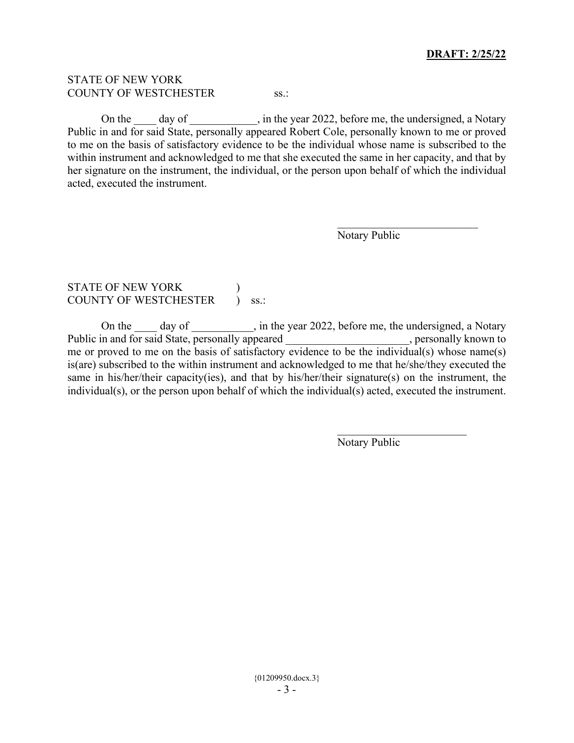**DRAFT: 2/25/22**

STATE OF NEW YORK
COUNTY OF WESTCHESTER ss.:

On the ____ day of ____________, in the year 2022, before me, the undersigned, a Notary Public in and for said State, personally appeared Robert Cole, personally known to me or proved to me on the basis of satisfactory evidence to be the individual whose name is subscribed to the within instrument and acknowledged to me that she executed the same in her capacity, and that by her signature on the instrument, the individual, or the person upon behalf of which the individual acted, executed the instrument.

_________________________
Notary Public

STATE OF NEW YORK )
COUNTY OF WESTCHESTER ) ss.:

On the ____ day of ___________, in the year 2022, before me, the undersigned, a Notary Public in and for said State, personally appeared ______________________, personally known to me or proved to me on the basis of satisfactory evidence to be the individual(s) whose name(s) is(are) subscribed to the within instrument and acknowledged to me that he/she/they executed the same in his/her/their capacity(ies), and that by his/her/their signature(s) on the instrument, the individual(s), or the person upon behalf of which the individual(s) acted, executed the instrument.

_______________________
Notary Public

{01209950.docx.3}